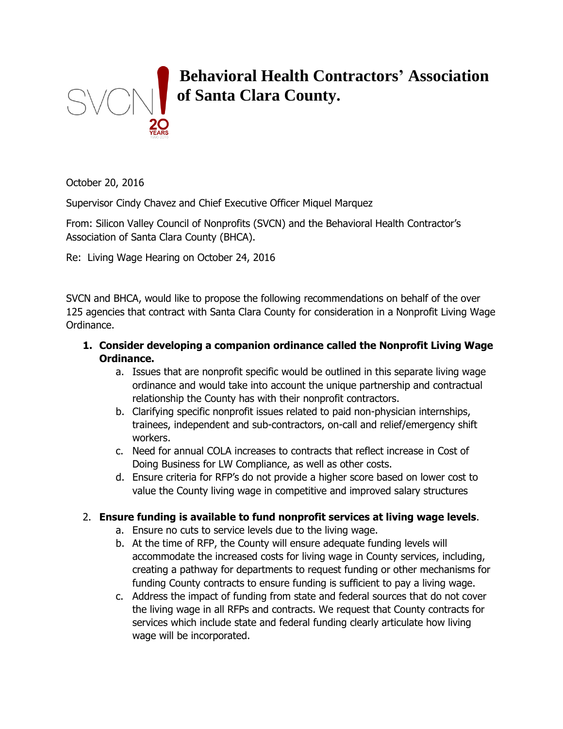# Behavioral Health Contractors' Association of Santa Clara County.

October 20, 2016

Supervisor Cindy Chavez and Chief Executive Officer Miquel Marquez

From: Silicon Valley Council of Nonprofits (SVCN) and the Behavioral Health Contractor's Association of Santa Clara County (BHCA).

Re: Living Wage Hearing on October 24, 2016

SVCN and BHCA, would like to propose the following recommendations on behalf of the over 125 agencies that contract with Santa Clara County for consideration in a Nonprofit Living Wage Ordinance.

1. **Consider developing a companion ordinance called the Nonprofit Living Wage Ordinance.**
    a. Issues that are nonprofit specific would be outlined in this separate living wage ordinance and would take into account the unique partnership and contractual relationship the County has with their nonprofit contractors.
    b. Clarifying specific nonprofit issues related to paid non-physician internships, trainees, independent and sub-contractors, on-call and relief/emergency shift workers.
    c. Need for annual COLA increases to contracts that reflect increase in Cost of Doing Business for LW Compliance, as well as other costs.
    d. Ensure criteria for RFP's do not provide a higher score based on lower cost to value the County living wage in competitive and improved salary structures

2. **Ensure funding is available to fund nonprofit services at living wage levels**.
    a. Ensure no cuts to service levels due to the living wage.
    b. At the time of RFP, the County will ensure adequate funding levels will accommodate the increased costs for living wage in County services, including, creating a pathway for departments to request funding or other mechanisms for funding County contracts to ensure funding is sufficient to pay a living wage.
    c. Address the impact of funding from state and federal sources that do not cover the living wage in all RFPs and contracts. We request that County contracts for services which include state and federal funding clearly articulate how living wage will be incorporated.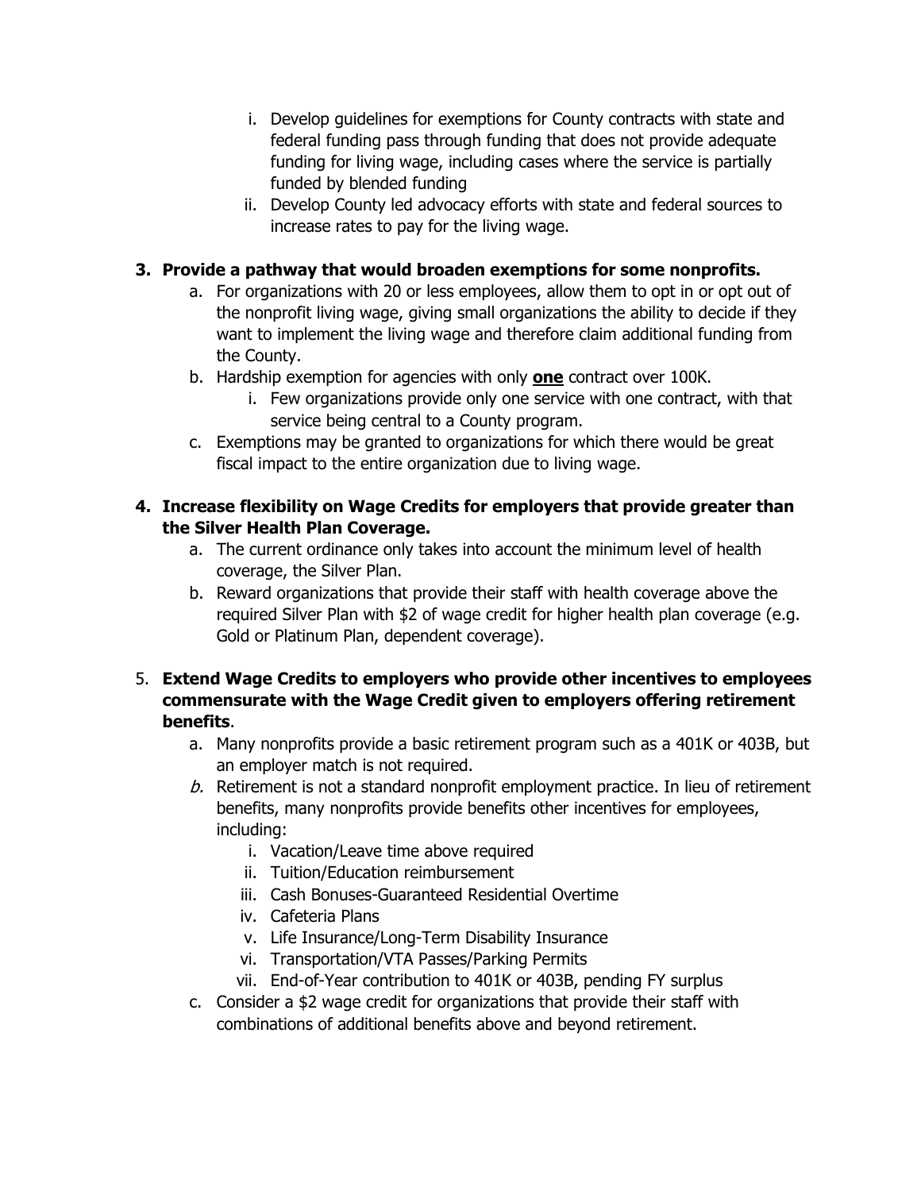i. Develop guidelines for exemptions for County contracts with state and federal funding pass through funding that does not provide adequate funding for living wage, including cases where the service is partially funded by blended funding
   ii. Develop County led advocacy efforts with state and federal sources to increase rates to pay for the living wage.

3. **Provide a pathway that would broaden exemptions for some nonprofits.**
   a. For organizations with 20 or less employees, allow them to opt in or opt out of the nonprofit living wage, giving small organizations the ability to decide if they want to implement the living wage and therefore claim additional funding from the County.
   b. Hardship exemption for agencies with only **<u>one</u>** contract over 100K.
      i. Few organizations provide only one service with one contract, with that service being central to a County program.
   c. Exemptions may be granted to organizations for which there would be great fiscal impact to the entire organization due to living wage.

4. **Increase flexibility on Wage Credits for employers that provide greater than the Silver Health Plan Coverage.**
   a. The current ordinance only takes into account the minimum level of health coverage, the Silver Plan.
   b. Reward organizations that provide their staff with health coverage above the required Silver Plan with $2 of wage credit for higher health plan coverage (e.g. Gold or Platinum Plan, dependent coverage).

5. **Extend Wage Credits to employers who provide other incentives to employees commensurate with the Wage Credit given to employers offering retirement benefits**.
   a. Many nonprofits provide a basic retirement program such as a 401K or 403B, but an employer match is not required.
   *b.* Retirement is not a standard nonprofit employment practice. In lieu of retirement benefits, many nonprofits provide benefits other incentives for employees, including:
      i. Vacation/Leave time above required
      ii. Tuition/Education reimbursement
      iii. Cash Bonuses-Guaranteed Residential Overtime
      iv. Cafeteria Plans
      v. Life Insurance/Long-Term Disability Insurance
      vi. Transportation/VTA Passes/Parking Permits
      vii. End-of-Year contribution to 401K or 403B, pending FY surplus
   c. Consider a $2 wage credit for organizations that provide their staff with combinations of additional benefits above and beyond retirement.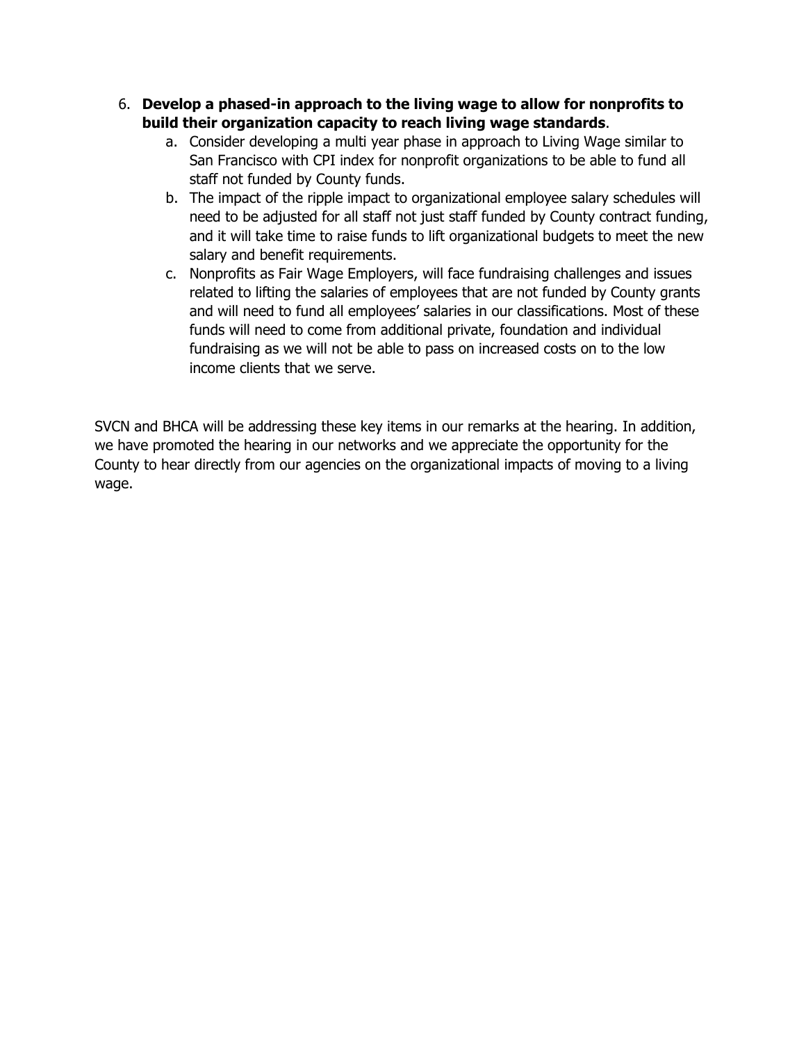6. **Develop a phased-in approach to the living wage to allow for nonprofits to build their organization capacity to reach living wage standards**.
    a. Consider developing a multi year phase in approach to Living Wage similar to San Francisco with CPI index for nonprofit organizations to be able to fund all staff not funded by County funds.
    b. The impact of the ripple impact to organizational employee salary schedules will need to be adjusted for all staff not just staff funded by County contract funding, and it will take time to raise funds to lift organizational budgets to meet the new salary and benefit requirements.
    c. Nonprofits as Fair Wage Employers, will face fundraising challenges and issues related to lifting the salaries of employees that are not funded by County grants and will need to fund all employees' salaries in our classifications. Most of these funds will need to come from additional private, foundation and individual fundraising as we will not be able to pass on increased costs on to the low income clients that we serve.

SVCN and BHCA will be addressing these key items in our remarks at the hearing. In addition, we have promoted the hearing in our networks and we appreciate the opportunity for the County to hear directly from our agencies on the organizational impacts of moving to a living wage.